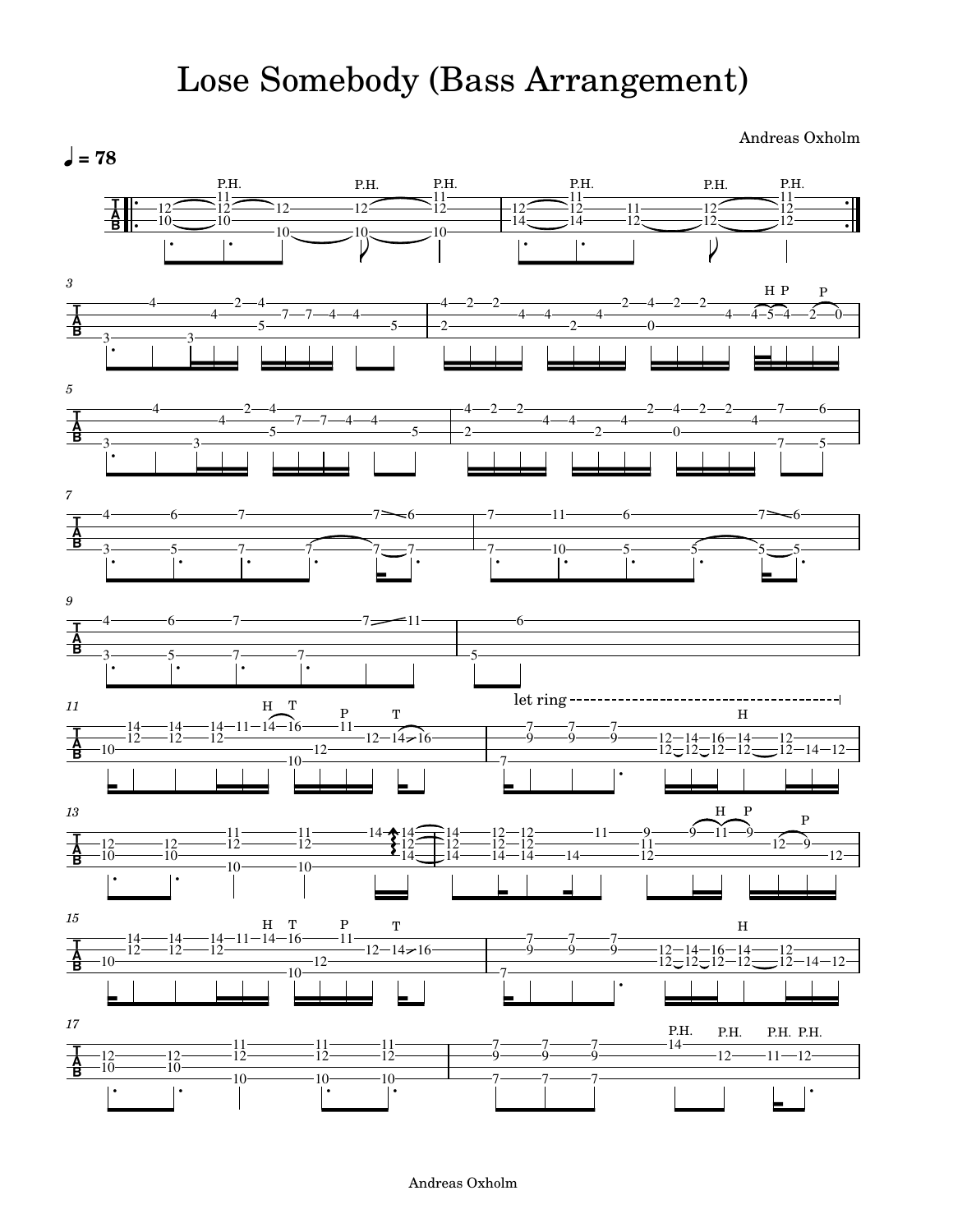# Lose Somebody (Bass Arrangement)

Andreas Oxholm

♩ = 78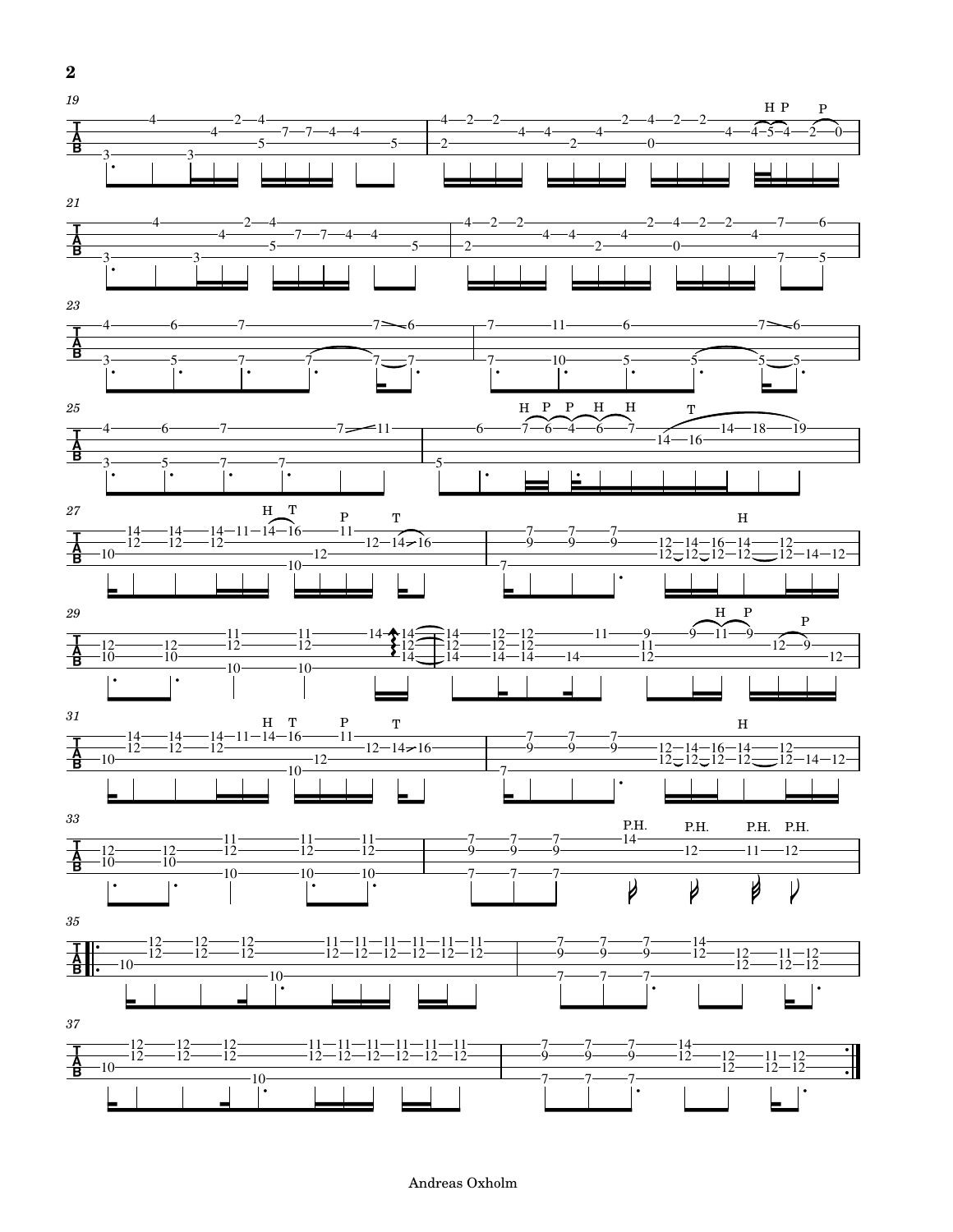Andreas Oxholm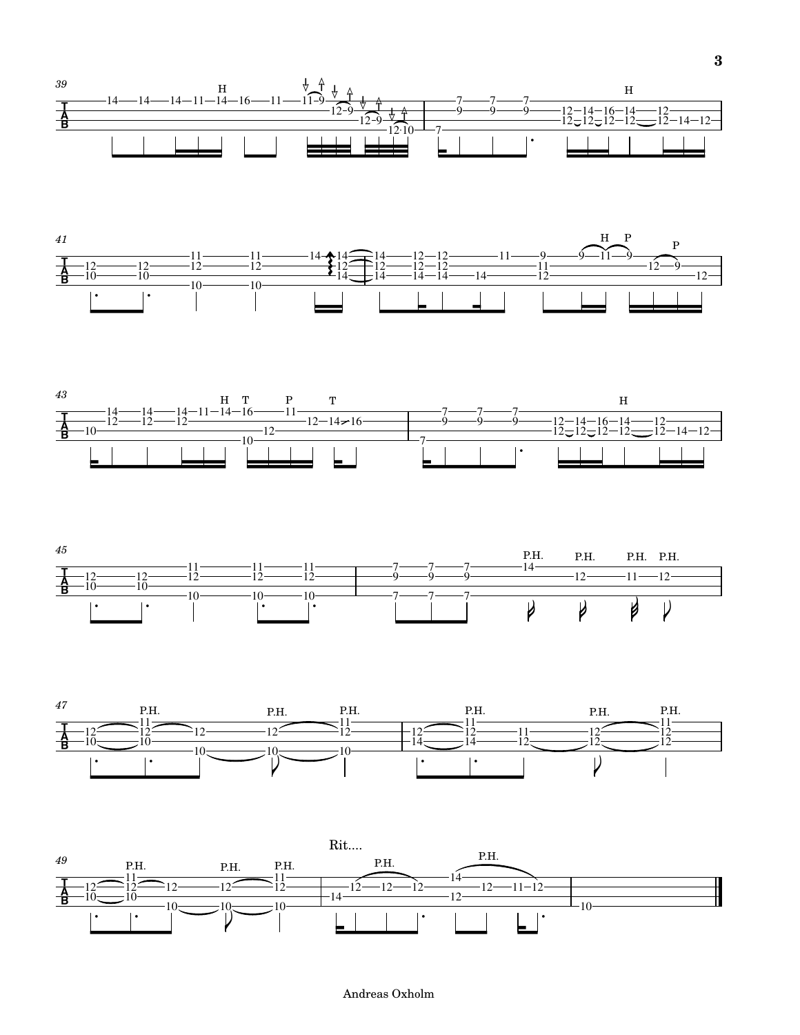Rit....

Andreas Oxholm